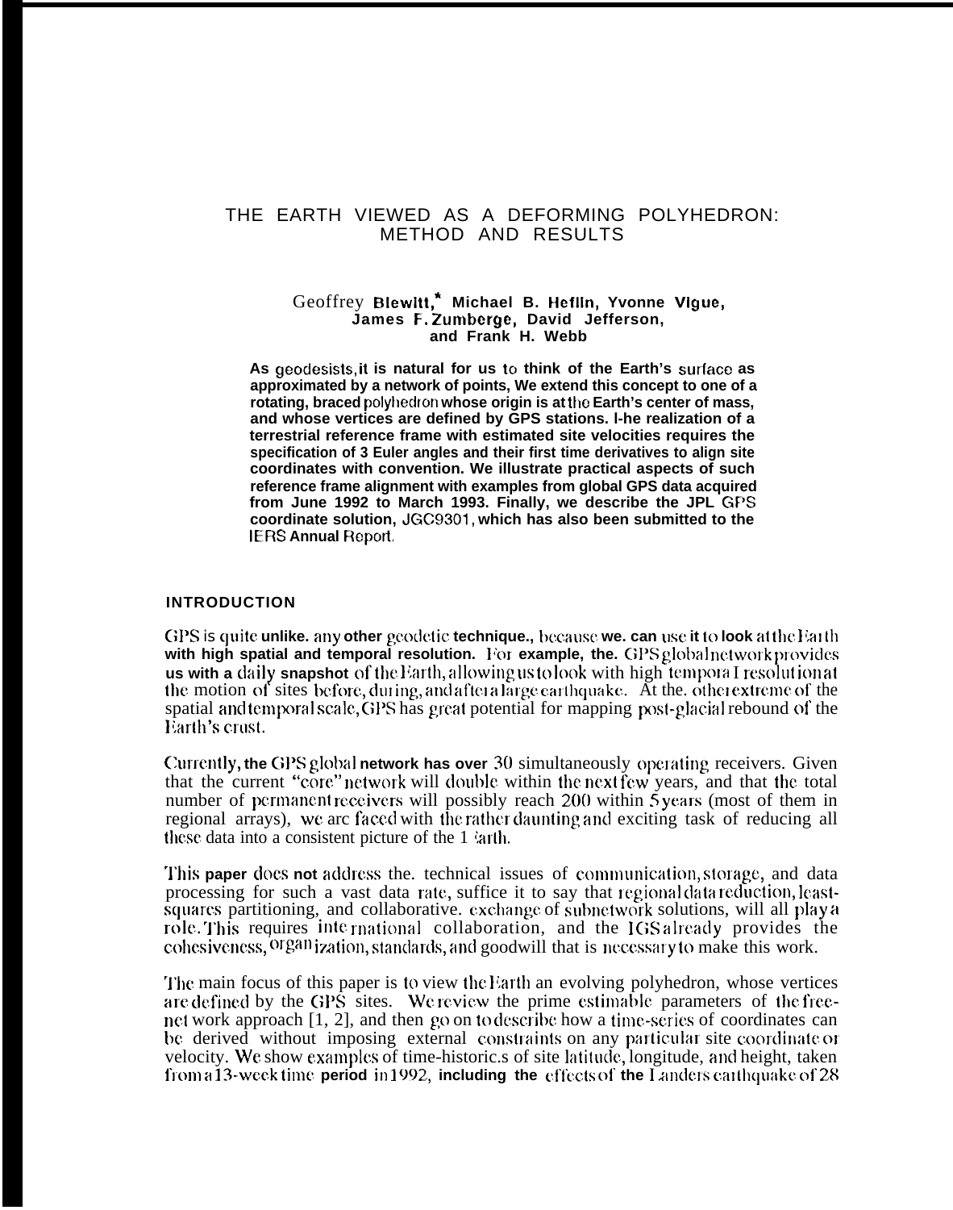# THE EARTH VIEWED AS A DEFORMING POLYHEDRON: METHOD AND RESULTS

Geoffrey Blewitt,* Michael B. Heflin, Yvonne Vigue, James F. Zumberge, David Jefferson, and Frank H. Webb

**As geodesists, it is natural for us to think of the Earth's surface as approximated by a network of points, We extend this concept to one of a rotating, braced polyhedron whose origin is at the Earth's center of mass, and whose vertices are defined by GPS stations. The realization of a terrestrial reference frame with estimated site velocities requires the specification of 3 Euler angles and their first time derivatives to align site coordinates with convention. We illustrate practical aspects of such reference frame alignment with examples from global GPS data acquired from June 1992 to March 1993. Finally, we describe the JPL GPS coordinate solution, JGC9301, which has also been submitted to the IERS Annual Report.**

## INTRODUCTION

GPS is quite unlike any other geodetic technique, because we can use it to look at the Earth with high spatial and temporal resolution. For example, the GPS global network provides us with a daily snapshot of the Earth, allowing us to look with high temporal resolution at the motion of sites before, during, and after a large earthquake. At the other extreme of the spatial and temporal scale, GPS has great potential for mapping post-glacial rebound of the Earth's crust.

Currently, the GPS global network has over 30 simultaneously operating receivers. Given that the current "core" network will double within the next few years, and that the total number of permanent receivers will possibly reach 200 within 5 years (most of them in regional arrays), we are faced with the rather daunting and exciting task of reducing all these data into a consistent picture of the Earth.

This paper does not address the technical issues of communication, storage, and data processing for such a vast data rate, suffice it to say that regional data reduction, least-squares partitioning, and collaborative exchange of subnetwork solutions, will all play a role. This requires international collaboration, and the IGS already provides the cohesiveness, organization, standards, and goodwill that is necessary to make this work.

The main focus of this paper is to view the Earth an evolving polyhedron, whose vertices are defined by the GPS sites. We review the prime estimable parameters of the free-net work approach [1, 2], and then go on to describe how a time-series of coordinates can be derived without imposing external constraints on any particular site coordinate or velocity. We show examples of time-histories of site latitude, longitude, and height, taken from a 13-week time period in 1992, including the effects of the Landers earthquake of 28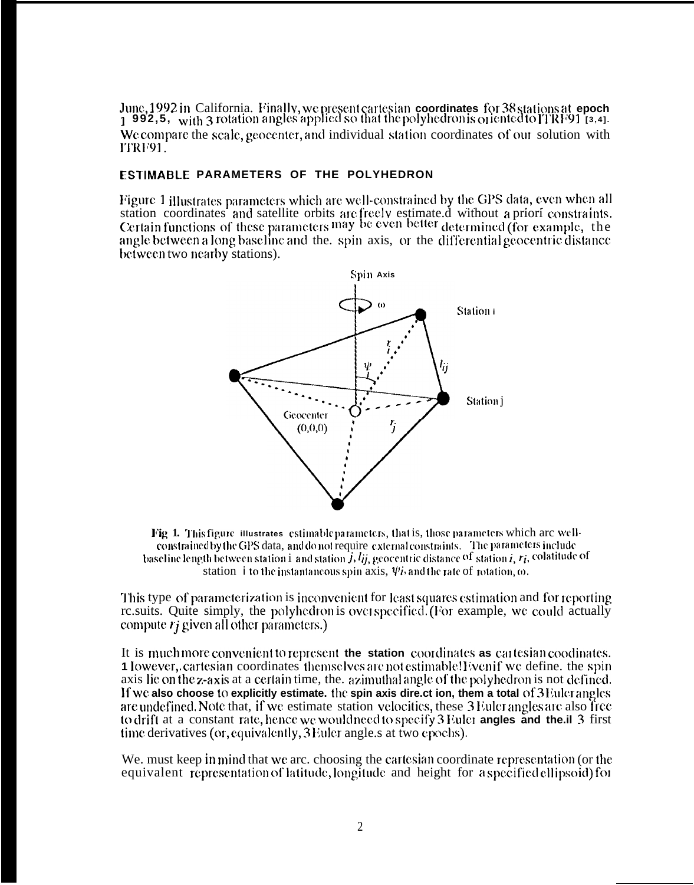June, 1992 in California. Finally, we present cartesian coordinates for 38 stations at epoch 1992.5, with 3 rotation angles applied so that the polyhedron is oriented to ITRF91 [3,4]. We compare the scale, geocenter, and individual station coordinates of our solution with ITRF91.

### ESTIMABLE PARAMETERS OF THE POLYHEDRON

Figure 1 illustrates parameters which are well-constrained by the GPS data, even when all station coordinates and satellite orbits are freely estimated without a priori constraints. Certain functions of these parameters may be even better determined (for example, the angle between a long baseline and the spin axis, or the differential geocentric distance between two nearby stations).

Fig. 1. This figure illustrates estimable parameters, that is, those parameters which are well-constrained by the GPS data, and do not require external constraints. The parameters include baseline length between station i and station $j$, $l_{ij}$, geocentric distance of station $i$, $r_i$, colatitude of station i to the instantaneous spin axis, $\psi_i$, and the rate of rotation, $\omega$.

This type of parameterization is inconvenient for least squares estimation and for reporting results. Quite simply, the polyhedron is overspecified. (For example, we could actually compute $r_j$ given all other parameters.)

It is much more convenient to represent the station coordinates as cartesian coodinates. However, cartesian coordinates themselves are not estimable! Even if we define the spin axis lie on the z-axis at a certain time, the azimuthal angle of the polyhedron is not defined. If we also choose to explicitly estimate the spin axis direction, them a total of 3 Euler angles are undefined. Note that, if we estimate station velocities, these 3 Euler angles are also free to drift at a constant rate, hence we would need to specify 3 Euler angles and their 3 first time derivatives (or, equivalently, 3 Euler angles at two epochs).

We must keep in mind that we are choosing the cartesian coordinate representation (or the equivalent representation of latitude, longitude and height for a specified ellipsoid) for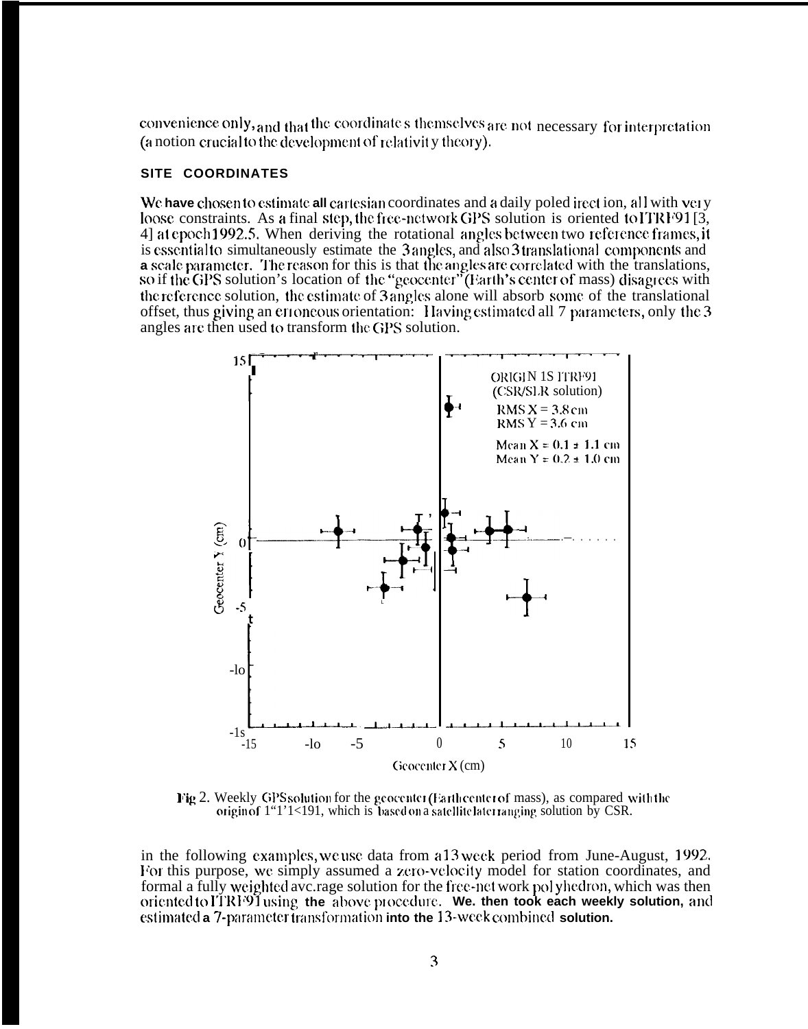convenience only, and that the coordinates themselves are not necessary for interpretation (a notion crucial to the development of relativity theory).

## SITE COORDINATES

We have chosen to estimate all cartesian coordinates and a daily pole direction, all with very loose constraints. As a final step, the free-network GPS solution is oriented to ITRF91 [3, 4] at epoch 1992.5. When deriving the rotational angles between two reference frames, it is essential to simultaneously estimate the 3 angles, and also 3 translational components and a scale parameter. The reason for this is that the angles are correlated with the translations, so if the GPS solution's location of the "geocenter" (Earth's center of mass) disagrees with the reference solution, the estimate of 3 angles alone will absorb some of the translational offset, thus giving an erroneous orientation: Having estimated all 7 parameters, only the 3 angles are then used to transform the GPS solution.

Fig 2. Weekly GPS solution for the geocenter (Earth center of mass), as compared with the origin of ITRF91, which is based on a satellite laser ranging solution by CSR.

in the following examples, we use data from a 13 week period from June-August, 1992. For this purpose, we simply assumed a zero-velocity model for station coordinates, and formal a fully weighted average solution for the free-network polyhedron, which was then oriented to ITRF91 using the above procedure. We then took each weekly solution, and estimated a 7-parameter transformation into the 13-week combined solution.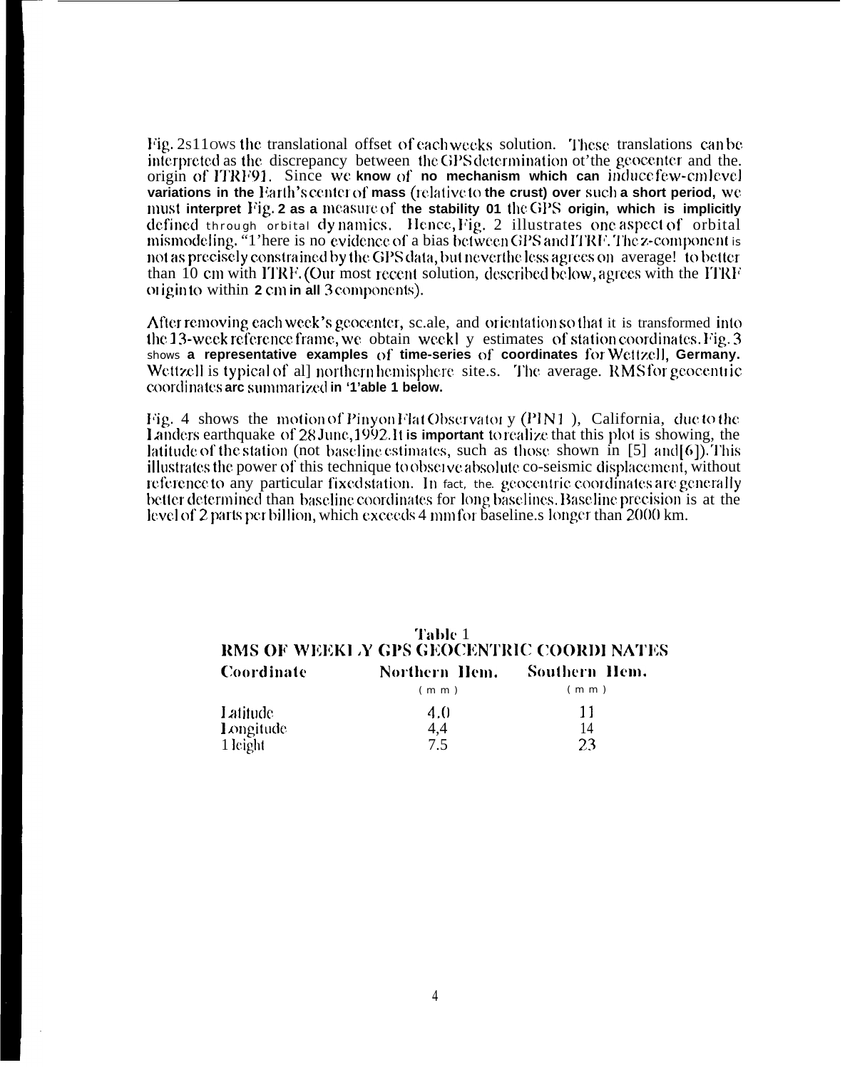Fig. 2 shows the translational offset of each weeks solution. These translations can be interpreted as the discrepancy between the GPS determination of the geocenter and the origin of ITRF91. Since we know of no mechanism which can induce few-cm level variations in the Earth's center of mass (relative to the crust) over such a short period, we must interpret Fig. 2 as a measure of the stability of the GPS origin, which is implicitly defined through orbital dynamics. Hence, Fig. 2 illustrates one aspect of orbital mismodeling. There is no evidence of a bias between GPS and ITRF. The z-component is not as precisely constrained by the GPS data, but nevertheless agrees on average to better than 10 cm with ITRF. (Our most recent solution, described below, agrees with the ITRF origin to within 2 cm in all 3 components).

After removing each week's geocenter, scale, and orientation so that it is transformed into the 13-week reference frame, we obtain weekly estimates of station coordinates. Fig. 3 shows a representative examples of time-series of coordinates for Wettzell, Germany. Wettzell is typical of all northern hemisphere sites. The average RMS for geocentric coordinates are summarized in Table 1 below.

Fig. 4 shows the motion of Pinyon Flat Observatory (PIN1), California, due to the Landers earthquake of 28 June, 1992. It is important to realize that this plot is showing the latitude of the station (not baseline estimates, such as those shown in [5] and [6]). This illustrates the power of this technique to observe absolute co-seismic displacement, without reference to any particular fixed station. In fact, the geocentric coordinates are generally better determined than baseline coordinates for long baselines. Baseline precision is at the level of 2 parts per billion, which exceeds 4 mm for baselines longer than 2000 km.

**Table 1**
**RMS OF WEEKLY GPS GEOCENTRIC COORDINATES**

| Coordinate | Northern Hem. (mm) | Southern Hem. (mm) |
|---|---|---|
| Latitude | 4.0 | 11 |
| Longitude | 4.4 | 14 |
| Height | 7.5 | 23 |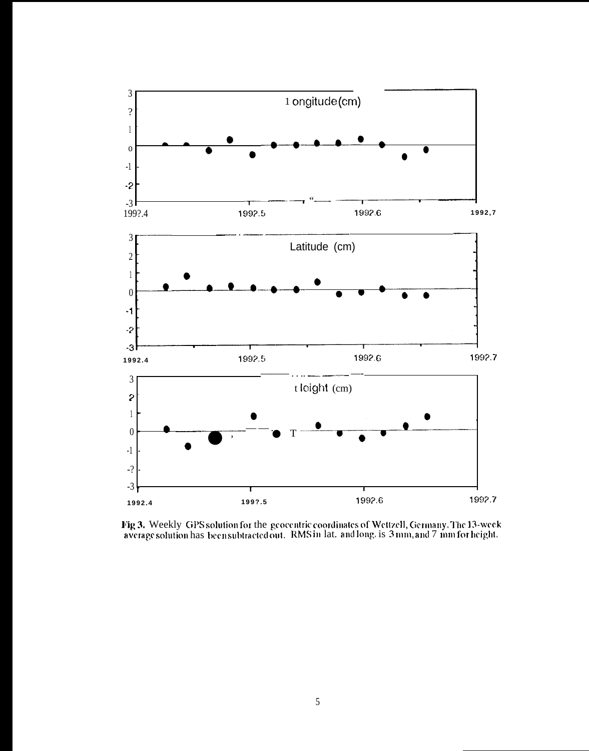Fig 3. Weekly GPS solution for the geocentric coordinates of Wettzell, Germany. The 13-week average solution has been subtracted out. RMS in lat. and long. is 3 mm, and 7 mm for height.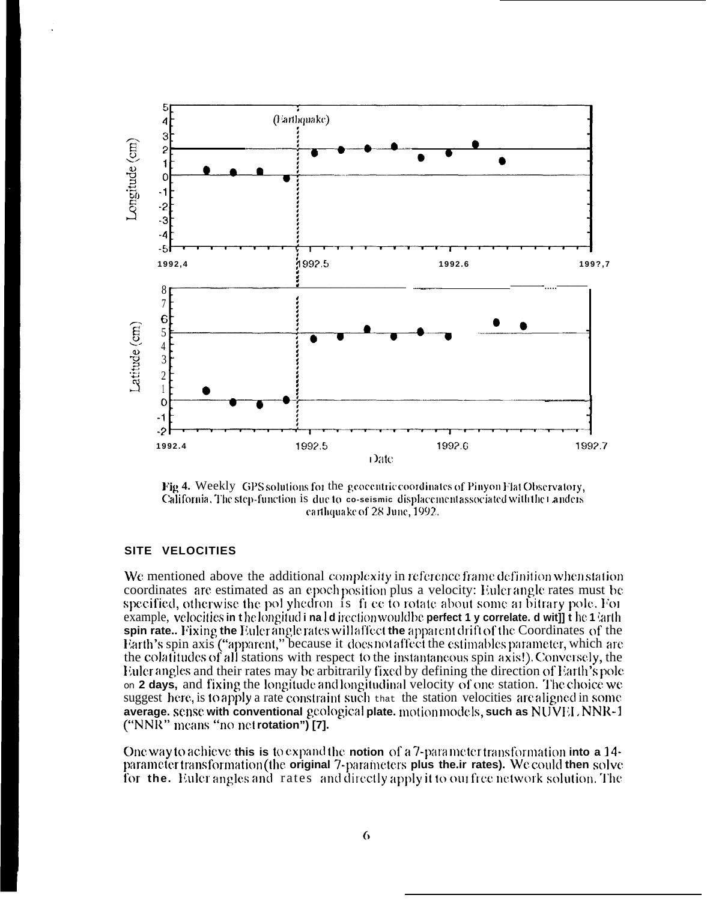**Fig 4.** Weekly GPS solutions for the geocentric coordinates of Pinyon Flat Observatory, California. The step-function is due to co-seismic displacement associated with the Landers earthquake of 28 June, 1992.

## SITE VELOCITIES

We mentioned above the additional complexity in reference frame definition when station coordinates are estimated as an epoch position plus a velocity: Euler angle rates must be specified, otherwise the polyhedron is free to rotate about some arbitrary pole. For example, velocities in the longitudinal direction would be perfectly correlated with the Earth spin rate.. Fixing the Euler angle rates will affect the apparent drift of the Coordinates of the Earth's spin axis ("apparent," because it does not affect the estimables parameter, which are the colatitudes of all stations with respect to the instantaneous spin axis!). Conversely, the Euler angles and their rates may be arbitrarily fixed by defining the direction of Earth's pole on 2 days, and fixing the longitude and longitudinal velocity of one station. The choice we suggest here, is to apply a rate constraint such that the station velocities are aligned in some average. sense with conventional geological plate. motion models, such as NUVEL NNR-1 ("NNR" means "no net rotation") [7].

One way to achieve this is to expand the notion of a 7-parameter transformation into a 14-parameter transformation (the original 7-parameters plus the.ir rates). We could then solve for the. Euler angles and rates and directly apply it to our free network solution. The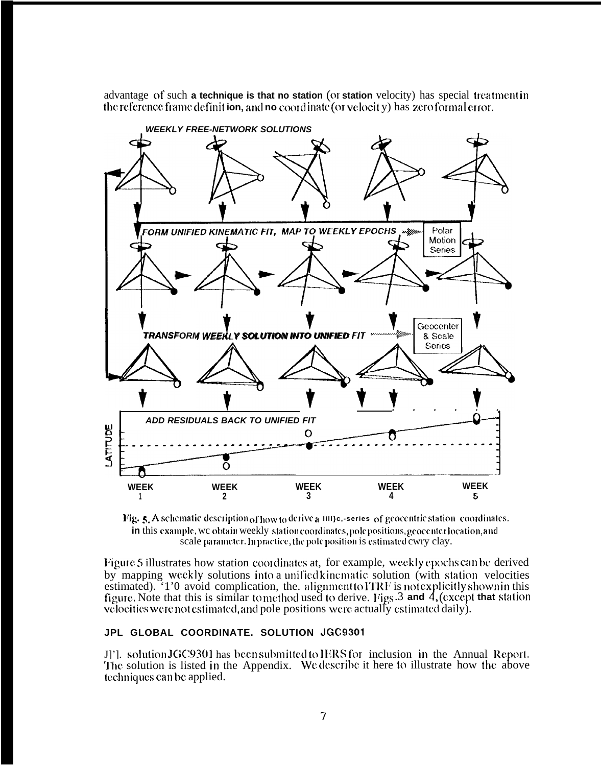advantage of such a technique is that no station (or station velocity) has special treatment in the reference frame definition, and no coordinate (or velocity) has zero formal error.

Fig. 5. A schematic description of how to derive a time-series of geocentric station coordinates. In this example, we obtain weekly station coordinates, pole positions, geocenter location, and scale parameter. In practice, the pole position is estimated every day.

Figure 5 illustrates how station coordinates at, for example, weekly epochs can be derived by mapping weekly solutions into a unified kinematic solution (with station velocities estimated). To avoid complication, the alignment to ITRF is not explicitly shown in this figure. Note that this is similar to method used to derive. Figs. 3 and 4, (except that station velocities were not estimated, and pole positions were actually estimated daily).

## JPL GLOBAL COORDINATE. SOLUTION JGC9301

JPL solution JGC9301 has been submitted to IERS for inclusion in the Annual Report. The solution is listed in the Appendix. We describe it here to illustrate how the above techniques can be applied.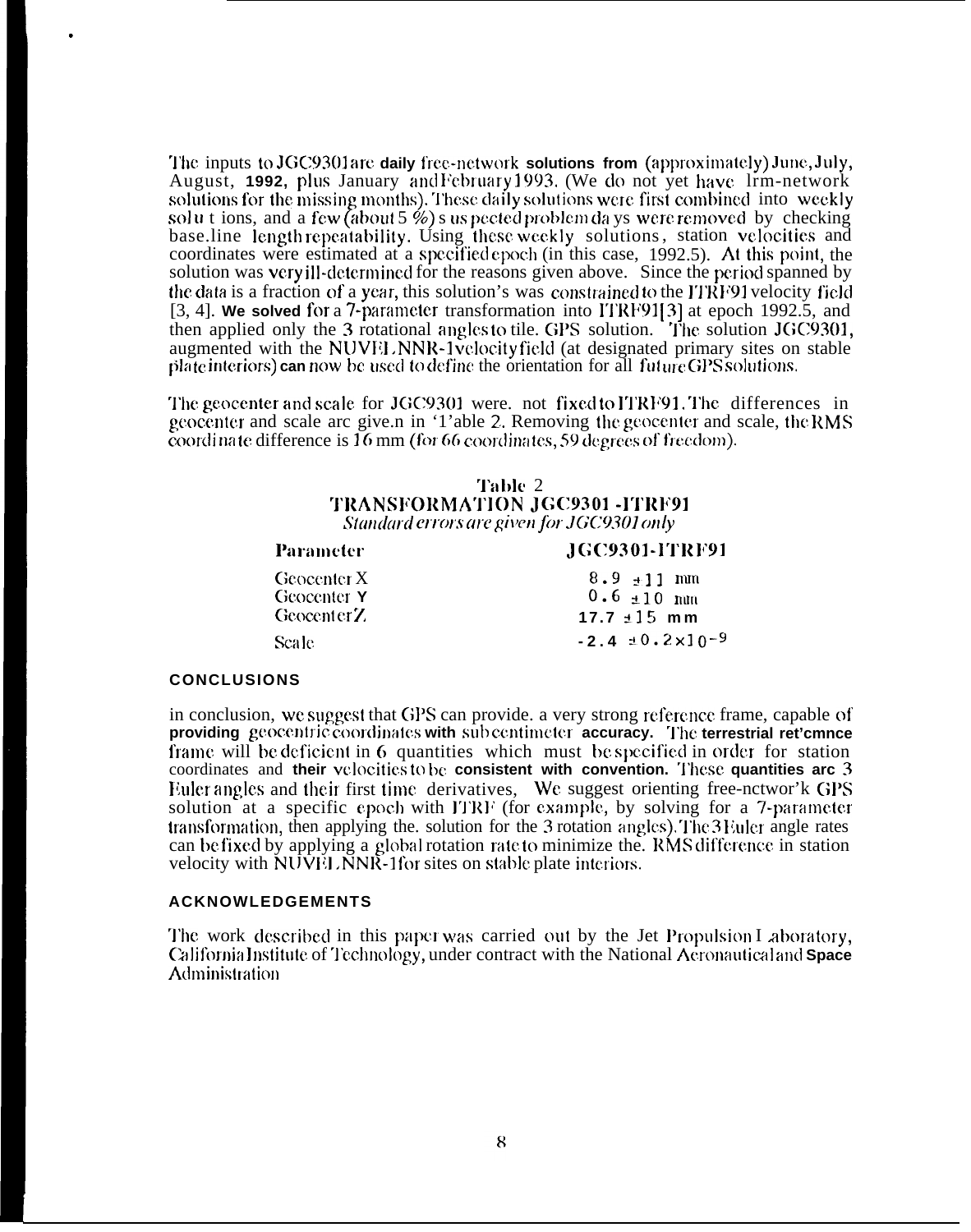The inputs to JGC9301 are daily free-network solutions from (approximately) June, July, August, 1992, plus January and February 1993. (We do not yet have lrm-network solutions for the missing months). These daily solutions were first combined into weekly solu t ions, and a few (about 5 %) s us pected problem da ys were removed by checking base.line length repeatability. Using these weekly solutions, station velocities and coordinates were estimated at a specified epoch (in this case, 1992.5). At this point, the solution was very ill-determined for the reasons given above. Since the period spanned by the data is a fraction of a year, this solution's was constrained to the ITRF91 velocity field [3, 4]. We solved for a 7-parameter transformation into ITRF91[3] at epoch 1992.5, and then applied only the 3 rotational angles to tile. GPS solution. The solution JGC9301, augmented with the NUVEL NNR-1 velocity field (at designated primary sites on stable plate interiors) can now be used to define the orientation for all future GPS solutions.

The geocenter and scale for JGC9301 were. not fixed to ITRF91. The differences in geocenter and scale arc give.n in '1'able 2. Removing the geocenter and scale, the RMS coordinate difference is 16 mm (for 66 coordinates, 59 degrees of freedom).

**Table 2**
**TRANSFORMATION JGC9301 -ITRF91**
*Standard errors are given for JGC9301 only*

| Parameter | JGC9301-ITRF91 |
|---|---|
| Geocenter X | 8.9 ± 11 mm |
| Geocenter Y | 0.6 ± 10 mm |
| Geocenter Z | 17.7 ± 15 mm |
| Scale | $-2.4 \pm 0.2 \times 10^{-9}$ |

## CONCLUSIONS

in conclusion, we suggest that GPS can provide. a very strong reference frame, capable of providing geocentric coordinates with subcentimeter accuracy. The terrestrial ret'cmnce frame will be deficient in 6 quantities which must be specified in order for station coordinates and their velocities to be consistent with convention. These quantities arc 3 Euler angles and their first time derivatives, We suggest orienting free-nctwor'k GPS solution at a specific epoch with ITRF (for example, by solving for a 7-parameter transformation, then applying the. solution for the 3 rotation angles). The 3 Euler angle rates can be fixed by applying a global rotation rate to minimize the. RMS difference in station velocity with NUVEL NNR-1 for sites on stable plate interiors.

## ACKNOWLEDGEMENTS

The work described in this paper was carried out by the Jet Propulsion Laboratory, California Institute of Technology, under contract with the National Aeronautical and Space Administration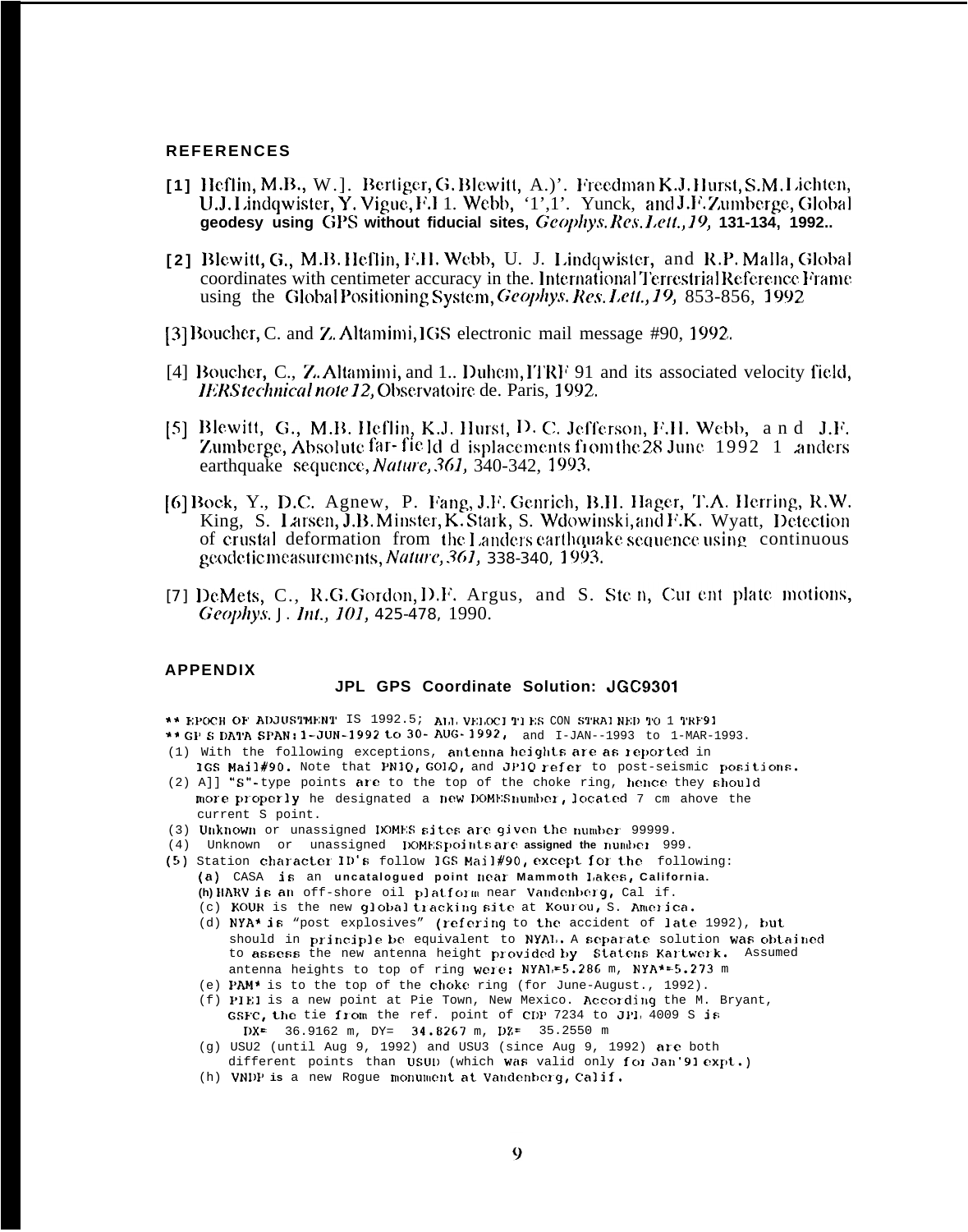## REFERENCES

[1] Heflin, M.B., W.I. Bertiger, G. Blewitt, A.P. Freedman K.J. Hurst, S.M. Lichten, U.J. Lindqwister, Y. Vigue, F.H. Webb, T.P. Yunck, and J.F. Zumberge, Global geodesy using GPS without fiducial sites, *Geophys. Res. Lett., 19,* 131-134, 1992..

[2] Blewitt, G., M.B. Heflin, F.H. Webb, U. J. Lindqwister, and R.P. Malla, Global coordinates with centimeter accuracy in the International Terrestrial Reference Frame using the Global Positioning System, *Geophys. Res. Lett., 19,* 853-856, 1992

[3] Boucher, C. and Z. Altamimi, IGS electronic mail message #90, 1992.

[4] Boucher, C., Z. Altamimi, and L. Duhem, ITRF 91 and its associated velocity field, *IERS technical note 12,* Observatoire de. Paris, 1992.

[5] Blewitt, G., M.B. Heflin, K.J. Hurst, D. C. Jefferson, F.H. Webb, and J.F. Zumberge, Absolute far-field displacements from the 28 June 1992 Landers earthquake sequence, *Nature, 361,* 340-342, 1993.

[6] Bock, Y., D.C. Agnew, P. Fang, J.F. Genrich, B.H. Hager, T.A. Herring, R.W. King, S. Larsen, J.B. Minster, K. Stark, S. Wdowinski, and F.K. Wyatt, Detection of crustal deformation from the Landers earthquake sequence using continuous geodetic measurements, *Nature, 361,* 338-340, 1993.

[7] DeMets, C., R.G. Gordon, D.F. Argus, and S. Stein, Current plate motions, *Geophys. J. Int., 101,* 425-478, 1990.

## APPENDIX

### JPL GPS Coordinate Solution: JGC9301

```
** EPOCH OF ADJUSTMENT IS 1992.5; ALL VELOCITIES CONSTRAINED TO ITRF91
** GPS DATA SPAN: 1-JUN-1992 to 30-AUG-1992, and 1-JAN--1993 to 1-MAR-1993.
(1) With the following exceptions, antenna heights are as reported in
    IGS Mail#90. Note that PN1Q, GO1Q, and JP1Q refer to post-seismic positions.
(2) All "S"-type points are to the top of the choke ring, hence they should
    more properly be designated a new DOMES number, located 7 cm above the
    current S point.
(3) Unknown or unassigned DOMES sites are given the number 99999.
(4)  Unknown  or  unassigned  DOMES points are assigned the number 999.
(5) Station character ID's follow IGS Mail#90, except for the  following:
    (a) CASA  is  an  uncatalogued point near Mammoth Lakes, California.
    (b) HARV is an off-shore oil platform near Vandenberg, Calif.
    (c) KOUR is the new global tracking site at Kourou, S. America.
    (d) NYA* is "post explosives" (refering to the accident of late 1992), but
        should in principle be equivalent to NYAL. A separate solution was obtained
        to assess the new antenna height provided by  Statens Kartwerk.  Assumed
        antenna heights to top of ring were: NYAL=5.286 m, NYA*=5.273 m
    (e) PAM* is to the top of the choke ring (for June-August., 1992).
    (f) PIE1 is a new point at Pie Town, New Mexico. According the M. Bryant,
        GSFC, the tie from the ref. point of CDP 7234 to JPL 4009 S is
          DX=  36.9162 m, DY=  34.8267 m, DZ=  35.2550 m
    (g) USU2 (until Aug 9, 1992) and USU3 (since Aug 9, 1992) are both
        different points than USUD (which was valid only for Jan'91 expt.)
    (h) VNDP is a new Rogue monument at Vandenberg, Calif.
```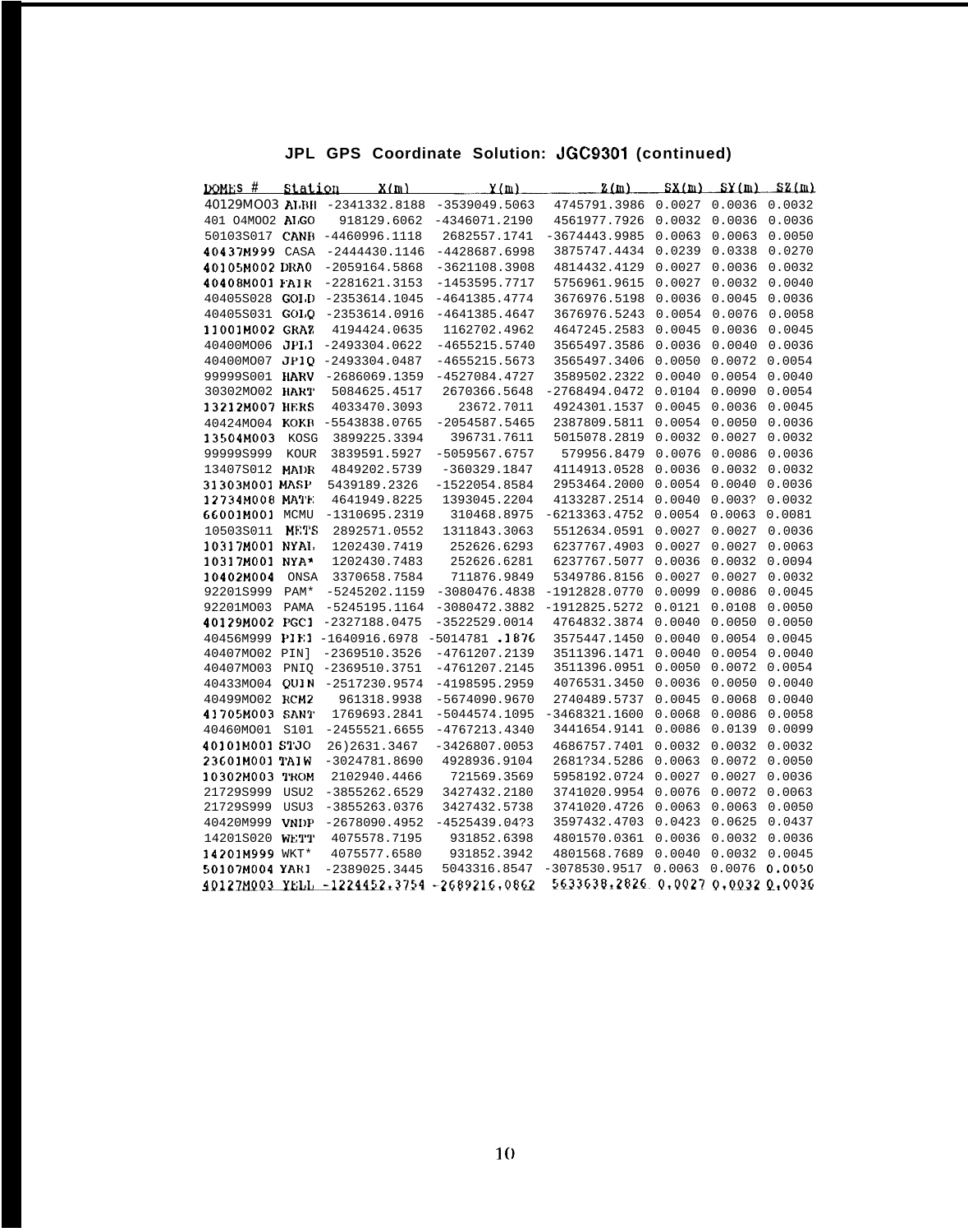## JPL GPS Coordinate Solution: JGC9301 (continued)

| DOMES # | Station | X(m) | Y(m) | Z(m) | SX(m) | SY(m) | SZ(m) |
|---|---|---|---|---|---|---|---|
| 40129MO03 | ALBH | -2341332.8188 | -3539049.5063 | 4745791.3986 | 0.0027 | 0.0036 | 0.0032 |
| 401 04MO02 | ALGO | 918129.6062 | -4346071.2190 | 4561977.7926 | 0.0032 | 0.0036 | 0.0036 |
| 50103S017 | CANB | -4460996.1118 | 2682557.1741 | -3674443.9985 | 0.0063 | 0.0063 | 0.0050 |
| 40437M999 | CASA | -2444430.1146 | -4428687.6998 | 3875747.4434 | 0.0239 | 0.0338 | 0.0270 |
| 40105M002 | DRAO | -2059164.5868 | -3621108.3908 | 4814432.4129 | 0.0027 | 0.0036 | 0.0032 |
| 40408M001 | FAIR | -2281621.3153 | -1453595.7717 | 5756961.9615 | 0.0027 | 0.0032 | 0.0040 |
| 40405S028 | GOLD | -2353614.1045 | -4641385.4774 | 3676976.5198 | 0.0036 | 0.0045 | 0.0036 |
| 40405S031 | GOLQ | -2353614.0916 | -4641385.4647 | 3676976.5243 | 0.0054 | 0.0076 | 0.0058 |
| 11001M002 | GRAZ | 4194424.0635 | 1162702.4962 | 4647245.2583 | 0.0045 | 0.0036 | 0.0045 |
| 40400MO06 | JPL1 | -2493304.0622 | -4655215.5740 | 3565497.3586 | 0.0036 | 0.0040 | 0.0036 |
| 40400MO07 | JPLQ | -2493304.0487 | -4655215.5673 | 3565497.3406 | 0.0050 | 0.0072 | 0.0054 |
| 99999S001 | HARV | -2686069.1359 | -4527084.4727 | 3589502.2322 | 0.0040 | 0.0054 | 0.0040 |
| 30302MO02 | HART | 5084625.4517 | 2670366.5648 | -2768494.0472 | 0.0104 | 0.0090 | 0.0054 |
| 13212M007 | HERS | 4033470.3093 | 23672.7011 | 4924301.1537 | 0.0045 | 0.0036 | 0.0045 |
| 40424MO04 | KOKB | -5543838.0765 | -2054587.5465 | 2387809.5811 | 0.0054 | 0.0050 | 0.0036 |
| 13504M003 | KOSG | 3899225.3394 | 396731.7611 | 5015078.2819 | 0.0032 | 0.0027 | 0.0032 |
| 99999S999 | KOUR | 3839591.5927 | -5059567.6757 | 579956.8479 | 0.0076 | 0.0086 | 0.0036 |
| 13407S012 | MADR | 4849202.5739 | -360329.1847 | 4114913.0528 | 0.0036 | 0.0032 | 0.0032 |
| 31303M001 | MASP | 5439189.2326 | -1522054.8584 | 2953464.2000 | 0.0054 | 0.0040 | 0.0036 |
| 12734M008 | MATE | 4641949.8225 | 1393045.2204 | 4133287.2514 | 0.0040 | 0.003? | 0.0032 |
| 66001M001 | MCMU | -1310695.2319 | 310468.8975 | -6213363.4752 | 0.0054 | 0.0063 | 0.0081 |
| 10503S011 | METS | 2892571.0552 | 1311843.3063 | 5512634.0591 | 0.0027 | 0.0027 | 0.0036 |
| 10317M001 | NYAL | 1202430.7419 | 252626.6293 | 6237767.4903 | 0.0027 | 0.0027 | 0.0063 |
| 10317M001 | NYA* | 1202430.7483 | 252626.6281 | 6237767.5077 | 0.0036 | 0.0032 | 0.0094 |
| 10402M004 | ONSA | 3370658.7584 | 711876.9849 | 5349786.8156 | 0.0027 | 0.0027 | 0.0032 |
| 92201S999 | PAM* | -5245202.1159 | -3080476.4838 | -1912828.0770 | 0.0099 | 0.0086 | 0.0045 |
| 92201MO03 | PAMA | -5245195.1164 | -3080472.3882 | -1912825.5272 | 0.0121 | 0.0108 | 0.0050 |
| 40129M002 | PGC1 | -2327188.0475 | -3522529.0014 | 4764832.3874 | 0.0040 | 0.0050 | 0.0050 |
| 40456M999 | PIE1 | -1640916.6978 | -5014781 .1876 | 3575447.1450 | 0.0040 | 0.0054 | 0.0045 |
| 40407MO02 | PIN] | -2369510.3526 | -4761207.2139 | 3511396.1471 | 0.0040 | 0.0054 | 0.0040 |
| 40407MO03 | PNIQ | -2369510.3751 | -4761207.2145 | 3511396.0951 | 0.0050 | 0.0072 | 0.0054 |
| 40433MO04 | QUIN | -2517230.9574 | -4198595.2959 | 4076531.3450 | 0.0036 | 0.0050 | 0.0040 |
| 40499MO02 | RCM2 | 961318.9938 | -5674090.9670 | 2740489.5737 | 0.0045 | 0.0068 | 0.0040 |
| 41705M003 | SANT | 1769693.2841 | -5044574.1095 | -3468321.1600 | 0.0068 | 0.0086 | 0.0058 |
| 40460MO01 | S101 | -2455521.6655 | -4767213.4340 | 3441654.9141 | 0.0086 | 0.0139 | 0.0099 |
| 40101M001 | STJO | 26)2631.3467 | -3426807.0053 | 4686757.7401 | 0.0032 | 0.0032 | 0.0032 |
| 23601M001 | TAIW | -3024781.8690 | 4928936.9104 | 2681?34.5286 | 0.0063 | 0.0072 | 0.0050 |
| 10302M003 | TROM | 2102940.4466 | 721569.3569 | 5958192.0724 | 0.0027 | 0.0027 | 0.0036 |
| 21729S999 | USU2 | -3855262.6529 | 3427432.2180 | 3741020.9954 | 0.0076 | 0.0072 | 0.0063 |
| 21729S999 | USU3 | -3855263.0376 | 3427432.5738 | 3741020.4726 | 0.0063 | 0.0063 | 0.0050 |
| 40420M999 | VNDP | -2678090.4952 | -4525439.04?3 | 3597432.4703 | 0.0423 | 0.0625 | 0.0437 |
| 14201S020 | WETT | 4075578.7195 | 931852.6398 | 4801570.0361 | 0.0036 | 0.0032 | 0.0036 |
| 14201M999 | WKT* | 4075577.6580 | 931852.3942 | 4801568.7689 | 0.0040 | 0.0032 | 0.0045 |
| 50107M004 | YAR1 | -2389025.3445 | 5043316.8547 | -3078530.9517 | 0.0063 | 0.0076 | 0.0050 |
| 40127M003 | YELL | -1224452.3754 | -2689216.0862 | 5633638.2826 | 0.0027 | 0.0032 | 0.0036 |